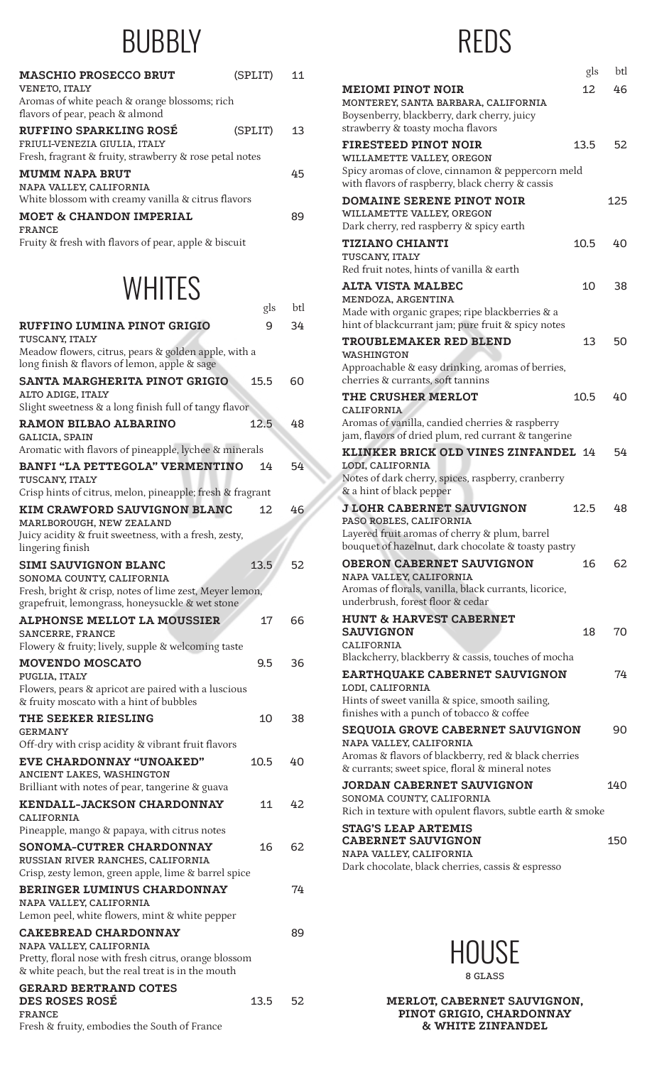# BUBBLY

**MASCHIO PROSECCO BRUT** (SPLIT) 11
VENETO, ITALY
Aromas of white peach & orange blossoms; rich flavors of pear, peach & almond

**RUFFINO SPARKLING ROSÉ** (SPLIT) 13
FRIULI-VENEZIA GIULIA, ITALY
Fresh, fragrant & fruity, strawberry & rose petal notes

**MUMM NAPA BRUT** 45
NAPA VALLEY, CALIFORNIA
White blossom with creamy vanilla & citrus flavors

**MOET & CHANDON IMPERIAL** 89
FRANCE
Fruity & fresh with flavors of pear, apple & biscuit

# WHITES

| | gls | btl |
|---|---|---|
| **RUFFINO LUMINA PINOT GRIGIO**<br>TUSCANY, ITALY<br>Meadow flowers, citrus, pears & golden apple, with a long finish & flavors of lemon, apple & sage | 9 | 34 |
| **SANTA MARGHERITA PINOT GRIGIO**<br>ALTO ADIGE, ITALY<br>Slight sweetness & a long finish full of tangy flavor | 15.5 | 60 |
| **RAMON BILBAO ALBARINO**<br>GALICIA, SPAIN<br>Aromatic with flavors of pineapple, lychee & minerals | 12.5 | 48 |
| **BANFI "LA PETTEGOLA" VERMENTINO**<br>TUSCANY, ITALY<br>Crisp hints of citrus, melon, pineapple; fresh & fragrant | 14 | 54 |
| **KIM CRAWFORD SAUVIGNON BLANC**<br>MARLBOROUGH, NEW ZEALAND<br>Juicy acidity & fruit sweetness, with a fresh, zesty, lingering finish | 12 | 46 |
| **SIMI SAUVIGNON BLANC**<br>SONOMA COUNTY, CALIFORNIA<br>Fresh, bright & crisp, notes of lime zest, Meyer lemon, grapefruit, lemongrass, honeysuckle & wet stone | 13.5 | 52 |
| **ALPHONSE MELLOT LA MOUSSIER**<br>SANCERRE, FRANCE<br>Flowery & fruity; lively, supple & welcoming taste | 17 | 66 |
| **MOVENDO MOSCATO**<br>PUGLIA, ITALY<br>Flowers, pears & apricot are paired with a luscious & fruity moscato with a hint of bubbles | 9.5 | 36 |
| **THE SEEKER RIESLING**<br>GERMANY<br>Off-dry with crisp acidity & vibrant fruit flavors | 10 | 38 |
| **EVE CHARDONNAY "UNOAKED"**<br>ANCIENT LAKES, WASHINGTON<br>Brilliant with notes of pear, tangerine & guava | 10.5 | 40 |
| **KENDALL-JACKSON CHARDONNAY**<br>CALIFORNIA<br>Pineapple, mango & papaya, with citrus notes | 11 | 42 |
| **SONOMA-CUTRER CHARDONNAY**<br>RUSSIAN RIVER RANCHES, CALIFORNIA<br>Crisp, zesty lemon, green apple, lime & barrel spice | 16 | 62 |
| **BERINGER LUMINUS CHARDONNAY**<br>NAPA VALLEY, CALIFORNIA<br>Lemon peel, white flowers, mint & white pepper | | 74 |
| **CAKEBREAD CHARDONNAY**<br>NAPA VALLEY, CALIFORNIA<br>Pretty, floral nose with fresh citrus, orange blossom & white peach, but the real treat is in the mouth | | 89 |
| **GERARD BERTRAND COTES DES ROSES ROSÉ**<br>FRANCE<br>Fresh & fruity, embodies the South of France | 13.5 | 52 |

# REDS

| | gls | btl |
|---|---|---|
| **MEIOMI PINOT NOIR**<br>MONTEREY, SANTA BARBARA, CALIFORNIA<br>Boysenberry, blackberry, dark cherry, juicy strawberry & toasty mocha flavors | 12 | 46 |
| **FIRESTEED PINOT NOIR**<br>WILLAMETTE VALLEY, OREGON<br>Spicy aromas of clove, cinnamon & peppercorn meld with flavors of raspberry, black cherry & cassis | 13.5 | 52 |
| **DOMAINE SERENE PINOT NOIR**<br>WILLAMETTE VALLEY, OREGON<br>Dark cherry, red raspberry & spicy earth | | 125 |
| **TIZIANO CHIANTI**<br>TUSCANY, ITALY<br>Red fruit notes, hints of vanilla & earth | 10.5 | 40 |
| **ALTA VISTA MALBEC**<br>MENDOZA, ARGENTINA<br>Made with organic grapes; ripe blackberries & a hint of blackcurrant jam; pure fruit & spicy notes | 10 | 38 |
| **TROUBLEMAKER RED BLEND**<br>WASHINGTON<br>Approachable & easy drinking, aromas of berries, cherries & currants, soft tannins | 13 | 50 |
| **THE CRUSHER MERLOT**<br>CALIFORNIA<br>Aromas of vanilla, candied cherries & raspberry jam, flavors of dried plum, red currant & tangerine | 10.5 | 40 |
| **KLINKER BRICK OLD VINES ZINFANDEL**<br>LODI, CALIFORNIA<br>Notes of dark cherry, spices, raspberry, cranberry & a hint of black pepper | 14 | 54 |
| **J LOHR CABERNET SAUVIGNON**<br>PASO ROBLES, CALIFORNIA<br>Layered fruit aromas of cherry & plum, barrel bouquet of hazelnut, dark chocolate & toasty pastry | 12.5 | 48 |
| **OBERON CABERNET SAUVIGNON**<br>NAPA VALLEY, CALIFORNIA<br>Aromas of florals, vanilla, black currants, licorice, underbrush, forest floor & cedar | 16 | 62 |
| **HUNT & HARVEST CABERNET SAUVIGNON**<br>CALIFORNIA<br>Blackcherry, blackberry & cassis, touches of mocha | 18 | 70 |
| **EARTHQUAKE CABERNET SAUVIGNON**<br>LODI, CALIFORNIA<br>Hints of sweet vanilla & spice, smooth sailing, finishes with a punch of tobacco & coffee | | 74 |
| **SEQUOIA GROVE CABERNET SAUVIGNON**<br>NAPA VALLEY, CALIFORNIA<br>Aromas & flavors of blackberry, red & black cherries & currants; sweet spice, floral & mineral notes | | 90 |
| **JORDAN CABERNET SAUVIGNON**<br>SONOMA COUNTY, CALIFORNIA<br>Rich in texture with opulent flavors, subtle earth & smoke | | 140 |
| **STAG'S LEAP ARTEMIS CABERNET SAUVIGNON**<br>NAPA VALLEY, CALIFORNIA<br>Dark chocolate, black cherries, cassis & espresso | | 150 |

# HOUSE

8 GLASS

**MERLOT, CABERNET SAUVIGNON, PINOT GRIGIO, CHARDONNAY & WHITE ZINFANDEL**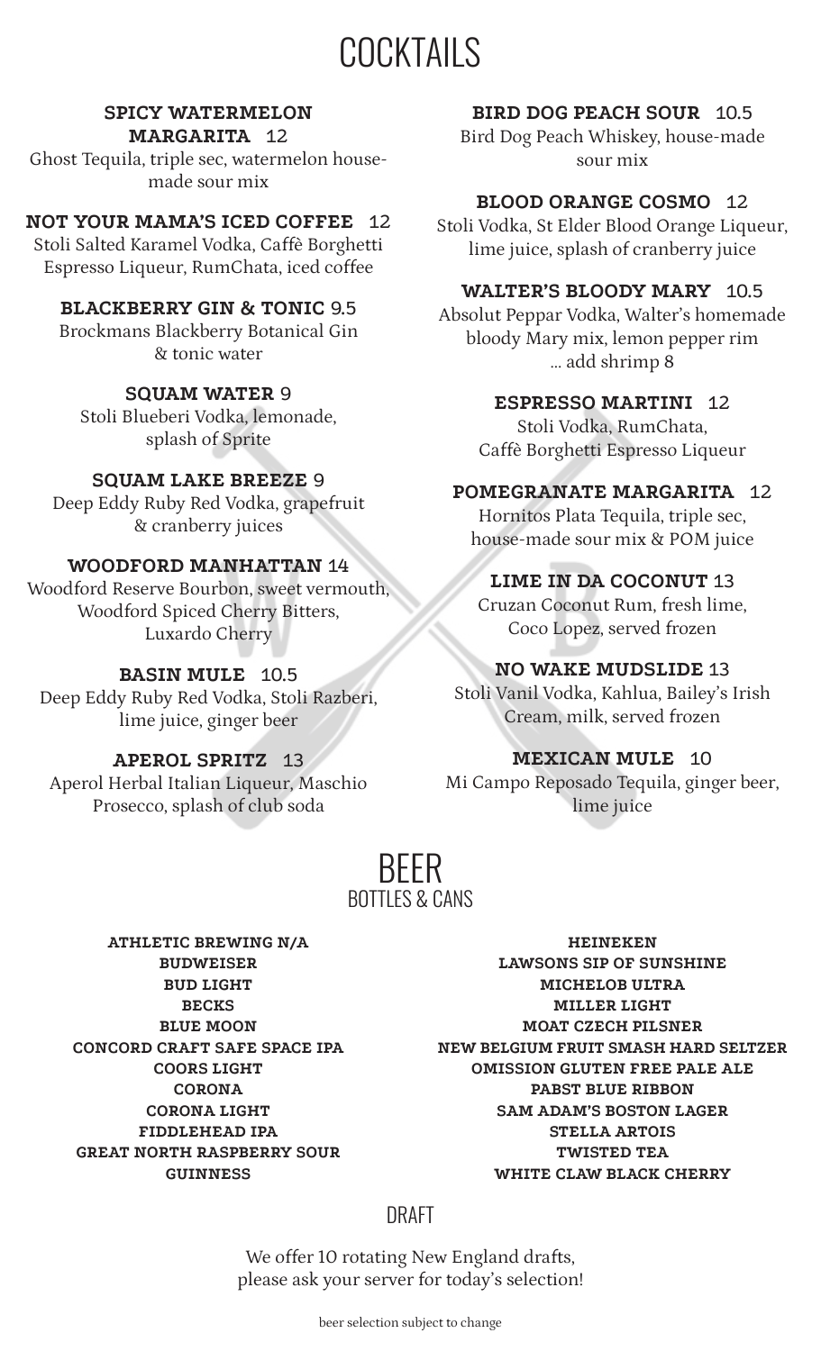# COCKTAILS

**SPICY WATERMELON MARGARITA** 12
Ghost Tequila, triple sec, watermelon house-made sour mix

**NOT YOUR MAMA'S ICED COFFEE** 12
Stoli Salted Karamel Vodka, Caffè Borghetti Espresso Liqueur, RumChata, iced coffee

**BLACKBERRY GIN & TONIC** 9.5
Brockmans Blackberry Botanical Gin & tonic water

**SQUAM WATER** 9
Stoli Blueberi Vodka, lemonade, splash of Sprite

**SQUAM LAKE BREEZE** 9
Deep Eddy Ruby Red Vodka, grapefruit & cranberry juices

**WOODFORD MANHATTAN** 14
Woodford Reserve Bourbon, sweet vermouth, Woodford Spiced Cherry Bitters, Luxardo Cherry

**BASIN MULE** 10.5
Deep Eddy Ruby Red Vodka, Stoli Razberi, lime juice, ginger beer

**APEROL SPRITZ** 13
Aperol Herbal Italian Liqueur, Maschio Prosecco, splash of club soda

**BIRD DOG PEACH SOUR** 10.5
Bird Dog Peach Whiskey, house-made sour mix

**BLOOD ORANGE COSMO** 12
Stoli Vodka, St Elder Blood Orange Liqueur, lime juice, splash of cranberry juice

**WALTER'S BLOODY MARY** 10.5
Absolut Peppar Vodka, Walter's homemade bloody Mary mix, lemon pepper rim
... add shrimp 8

**ESPRESSO MARTINI** 12
Stoli Vodka, RumChata, Caffè Borghetti Espresso Liqueur

**POMEGRANATE MARGARITA** 12
Hornitos Plata Tequila, triple sec, house-made sour mix & POM juice

**LIME IN DA COCONUT** 13
Cruzan Coconut Rum, fresh lime, Coco Lopez, served frozen

**NO WAKE MUDSLIDE** 13
Stoli Vanil Vodka, Kahlua, Bailey's Irish Cream, milk, served frozen

**MEXICAN MULE** 10
Mi Campo Reposado Tequila, ginger beer, lime juice

# BEER

## BOTTLES & CANS

**ATHLETIC BREWING N/A**
**BUDWEISER**
**BUD LIGHT**
**BECKS**
**BLUE MOON**
**CONCORD CRAFT SAFE SPACE IPA**
**COORS LIGHT**
**CORONA**
**CORONA LIGHT**
**FIDDLEHEAD IPA**
**GREAT NORTH RASPBERRY SOUR**
**GUINNESS**
**HEINEKEN**
**LAWSONS SIP OF SUNSHINE**
**MICHELOB ULTRA**
**MILLER LIGHT**
**MOAT CZECH PILSNER**
**NEW BELGIUM FRUIT SMASH HARD SELTZER**
**OMISSION GLUTEN FREE PALE ALE**
**PABST BLUE RIBBON**
**SAM ADAM'S BOSTON LAGER**
**STELLA ARTOIS**
**TWISTED TEA**
**WHITE CLAW BLACK CHERRY**

## DRAFT

We offer 10 rotating New England drafts, please ask your server for today's selection!

beer selection subject to change